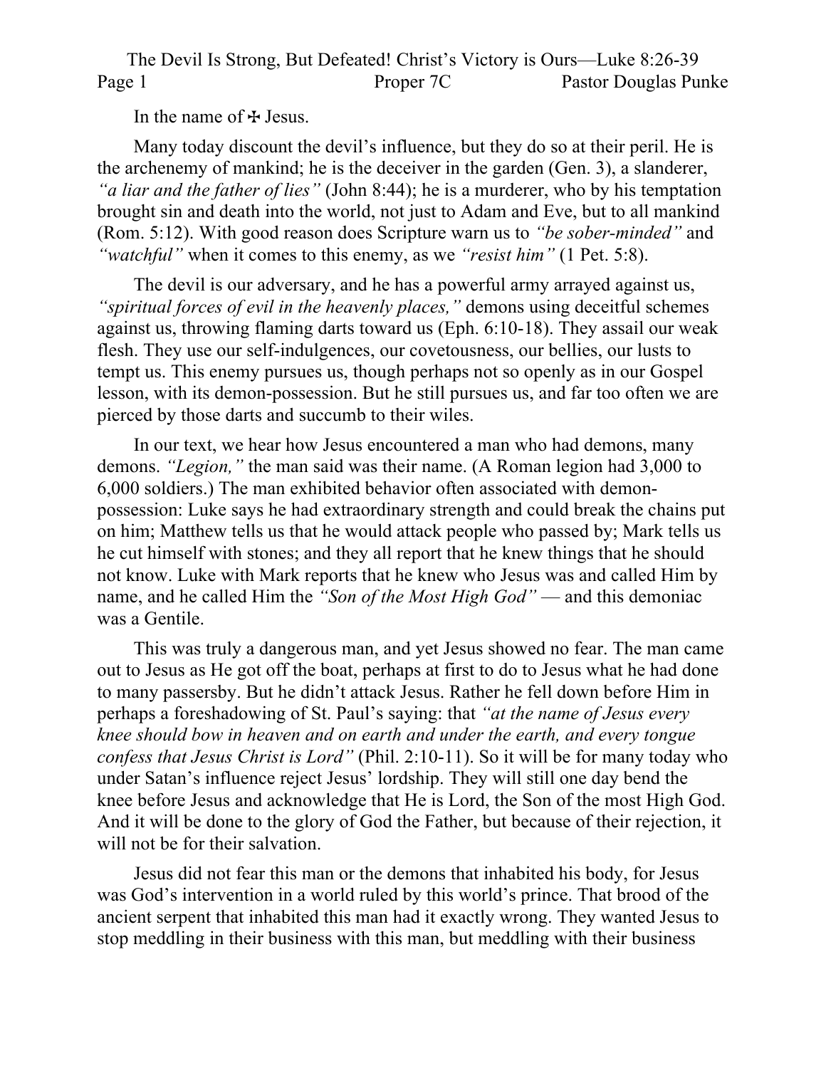# The Devil Is Strong, But Defeated! Christ's Victory is Ours—Luke 8:26-39

Proper 7C — Pastor Douglas Punke

In the name of ✠ Jesus.

Many today discount the devil's influence, but they do so at their peril. He is the archenemy of mankind; he is the deceiver in the garden (Gen. 3), a slanderer, *"a liar and the father of lies"* (John 8:44); he is a murderer, who by his temptation brought sin and death into the world, not just to Adam and Eve, but to all mankind (Rom. 5:12). With good reason does Scripture warn us to *"be sober-minded"* and *"watchful"* when it comes to this enemy, as we *"resist him"* (1 Pet. 5:8).

The devil is our adversary, and he has a powerful army arrayed against us, *"spiritual forces of evil in the heavenly places,"* demons using deceitful schemes against us, throwing flaming darts toward us (Eph. 6:10-18). They assail our weak flesh. They use our self-indulgences, our covetousness, our bellies, our lusts to tempt us. This enemy pursues us, though perhaps not so openly as in our Gospel lesson, with its demon-possession. But he still pursues us, and far too often we are pierced by those darts and succumb to their wiles.

In our text, we hear how Jesus encountered a man who had demons, many demons. *"Legion,"* the man said was their name. (A Roman legion had 3,000 to 6,000 soldiers.) The man exhibited behavior often associated with demon-possession: Luke says he had extraordinary strength and could break the chains put on him; Matthew tells us that he would attack people who passed by; Mark tells us he cut himself with stones; and they all report that he knew things that he should not know. Luke with Mark reports that he knew who Jesus was and called Him by name, and he called Him the *"Son of the Most High God"* — and this demoniac was a Gentile.

This was truly a dangerous man, and yet Jesus showed no fear. The man came out to Jesus as He got off the boat, perhaps at first to do to Jesus what he had done to many passersby. But he didn't attack Jesus. Rather he fell down before Him in perhaps a foreshadowing of St. Paul's saying: that *"at the name of Jesus every knee should bow in heaven and on earth and under the earth, and every tongue confess that Jesus Christ is Lord"* (Phil. 2:10-11). So it will be for many today who under Satan's influence reject Jesus' lordship. They will still one day bend the knee before Jesus and acknowledge that He is Lord, the Son of the most High God. And it will be done to the glory of God the Father, but because of their rejection, it will not be for their salvation.

Jesus did not fear this man or the demons that inhabited his body, for Jesus was God's intervention in a world ruled by this world's prince. That brood of the ancient serpent that inhabited this man had it exactly wrong. They wanted Jesus to stop meddling in their business with this man, but meddling with their business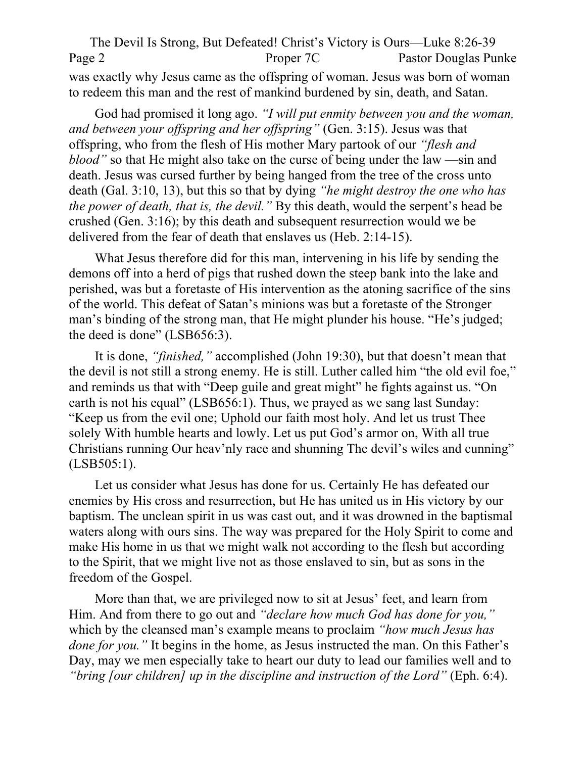was exactly why Jesus came as the offspring of woman. Jesus was born of woman to redeem this man and the rest of mankind burdened by sin, death, and Satan.

God had promised it long ago. *"I will put enmity between you and the woman, and between your offspring and her offspring"* (Gen. 3:15). Jesus was that offspring, who from the flesh of His mother Mary partook of our *"flesh and blood"* so that He might also take on the curse of being under the law —sin and death. Jesus was cursed further by being hanged from the tree of the cross unto death (Gal. 3:10, 13), but this so that by dying *"he might destroy the one who has the power of death, that is, the devil."* By this death, would the serpent's head be crushed (Gen. 3:16); by this death and subsequent resurrection would we be delivered from the fear of death that enslaves us (Heb. 2:14-15).

What Jesus therefore did for this man, intervening in his life by sending the demons off into a herd of pigs that rushed down the steep bank into the lake and perished, was but a foretaste of His intervention as the atoning sacrifice of the sins of the world. This defeat of Satan's minions was but a foretaste of the Stronger man's binding of the strong man, that He might plunder his house. "He's judged; the deed is done" (LSB656:3).

It is done, *"finished,"* accomplished (John 19:30), but that doesn't mean that the devil is not still a strong enemy. He is still. Luther called him "the old evil foe," and reminds us that with "Deep guile and great might" he fights against us. "On earth is not his equal" (LSB656:1). Thus, we prayed as we sang last Sunday: "Keep us from the evil one; Uphold our faith most holy. And let us trust Thee solely With humble hearts and lowly. Let us put God's armor on, With all true Christians running Our heav'nly race and shunning The devil's wiles and cunning" (LSB505:1).

Let us consider what Jesus has done for us. Certainly He has defeated our enemies by His cross and resurrection, but He has united us in His victory by our baptism. The unclean spirit in us was cast out, and it was drowned in the baptismal waters along with ours sins. The way was prepared for the Holy Spirit to come and make His home in us that we might walk not according to the flesh but according to the Spirit, that we might live not as those enslaved to sin, but as sons in the freedom of the Gospel.

More than that, we are privileged now to sit at Jesus' feet, and learn from Him. And from there to go out and *"declare how much God has done for you,"* which by the cleansed man's example means to proclaim *"how much Jesus has done for you."* It begins in the home, as Jesus instructed the man. On this Father's Day, may we men especially take to heart our duty to lead our families well and to *"bring [our children] up in the discipline and instruction of the Lord"* (Eph. 6:4).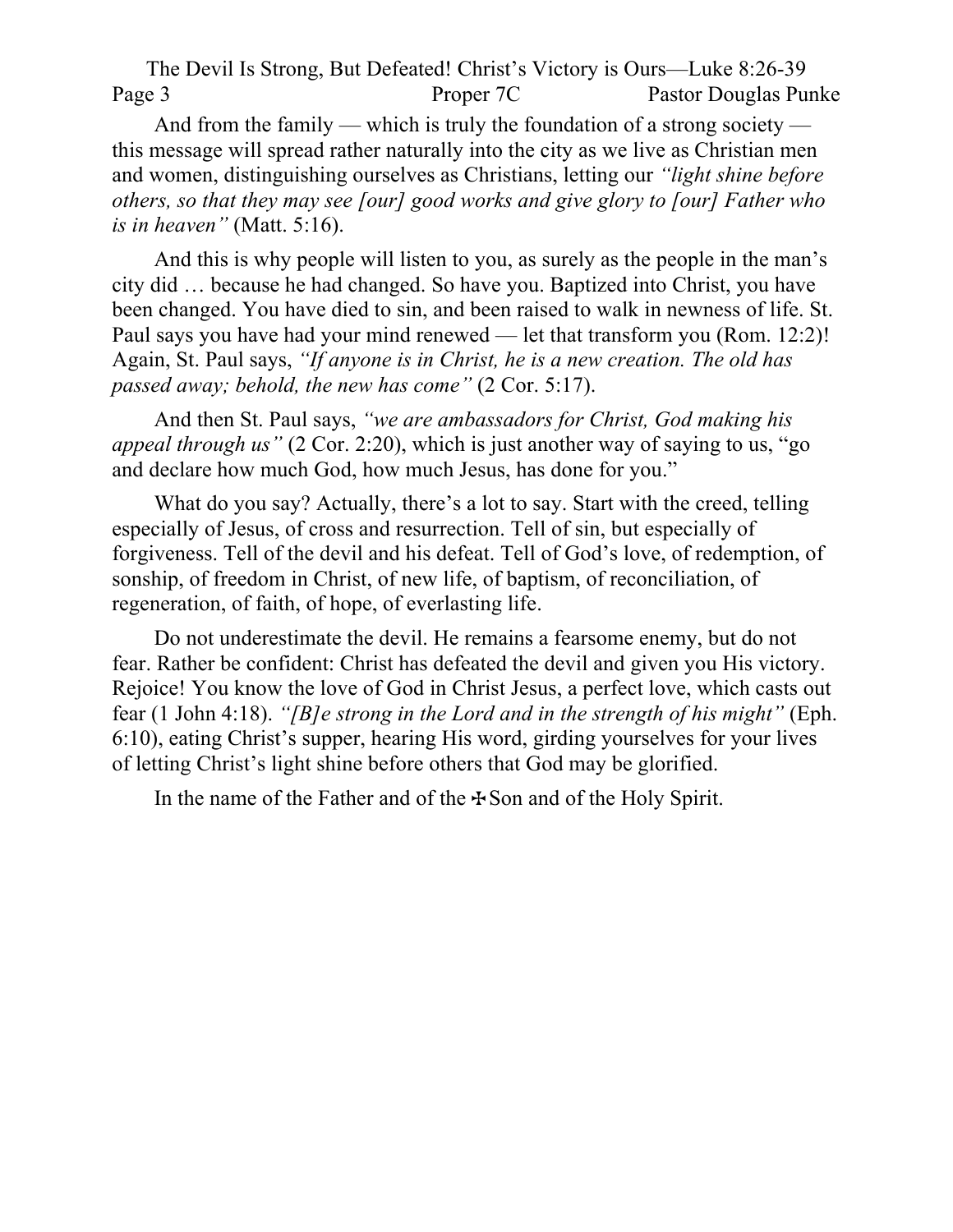And from the family — which is truly the foundation of a strong society — this message will spread rather naturally into the city as we live as Christian men and women, distinguishing ourselves as Christians, letting our *"light shine before others, so that they may see [our] good works and give glory to [our] Father who is in heaven"* (Matt. 5:16).

And this is why people will listen to you, as surely as the people in the man's city did … because he had changed. So have you. Baptized into Christ, you have been changed. You have died to sin, and been raised to walk in newness of life. St. Paul says you have had your mind renewed — let that transform you (Rom. 12:2)! Again, St. Paul says, *"If anyone is in Christ, he is a new creation. The old has passed away; behold, the new has come"* (2 Cor. 5:17).

And then St. Paul says, *"we are ambassadors for Christ, God making his appeal through us"* (2 Cor. 2:20), which is just another way of saying to us, "go and declare how much God, how much Jesus, has done for you."

What do you say? Actually, there's a lot to say. Start with the creed, telling especially of Jesus, of cross and resurrection. Tell of sin, but especially of forgiveness. Tell of the devil and his defeat. Tell of God's love, of redemption, of sonship, of freedom in Christ, of new life, of baptism, of reconciliation, of regeneration, of faith, of hope, of everlasting life.

Do not underestimate the devil. He remains a fearsome enemy, but do not fear. Rather be confident: Christ has defeated the devil and given you His victory. Rejoice! You know the love of God in Christ Jesus, a perfect love, which casts out fear (1 John 4:18). *"[B]e strong in the Lord and in the strength of his might"* (Eph. 6:10), eating Christ's supper, hearing His word, girding yourselves for your lives of letting Christ's light shine before others that God may be glorified.

In the name of the Father and of the ✠Son and of the Holy Spirit.